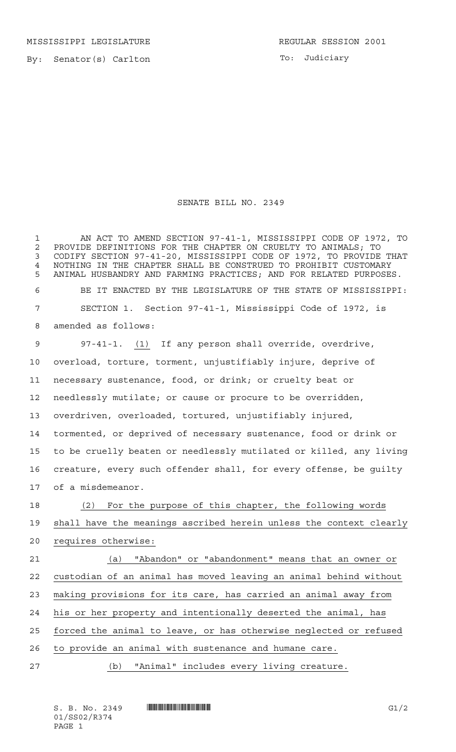MISSISSIPPI LEGISLATURE REGULAR SESSION 2001

By: Senator(s) Carlton

To: Judiciary

# SENATE BILL NO. 2349

AN ACT TO AMEND SECTION 97-41-1, MISSISSIPPI CODE OF 1972, TO PROVIDE DEFINITIONS FOR THE CHAPTER ON CRUELTY TO ANIMALS; TO CODIFY SECTION 97-41-20, MISSISSIPPI CODE OF 1972, TO PROVIDE THAT NOTHING IN THE CHAPTER SHALL BE CONSTRUED TO PROHIBIT CUSTOMARY ANIMAL HUSBANDRY AND FARMING PRACTICES; AND FOR RELATED PURPOSES.

BE IT ENACTED BY THE LEGISLATURE OF THE STATE OF MISSISSIPPI:

SECTION 1. Section 97-41-1, Mississippi Code of 1972, is amended as follows:

97-41-1. (1) If any person shall override, overdrive, overload, torture, torment, unjustifiably injure, deprive of necessary sustenance, food, or drink; or cruelty beat or needlessly mutilate; or cause or procure to be overridden, overdriven, overloaded, tortured, unjustifiably injured, tormented, or deprived of necessary sustenance, food or drink or to be cruelly beaten or needlessly mutilated or killed, any living creature, every such offender shall, for every offense, be guilty of a misdemeanor.

(2) For the purpose of this chapter, the following words shall have the meanings ascribed herein unless the context clearly requires otherwise:

(a) "Abandon" or "abandonment" means that an owner or custodian of an animal has moved leaving an animal behind without making provisions for its care, has carried an animal away from his or her property and intentionally deserted the animal, has forced the animal to leave, or has otherwise neglected or refused to provide an animal with sustenance and humane care.

(b) "Animal" includes every living creature.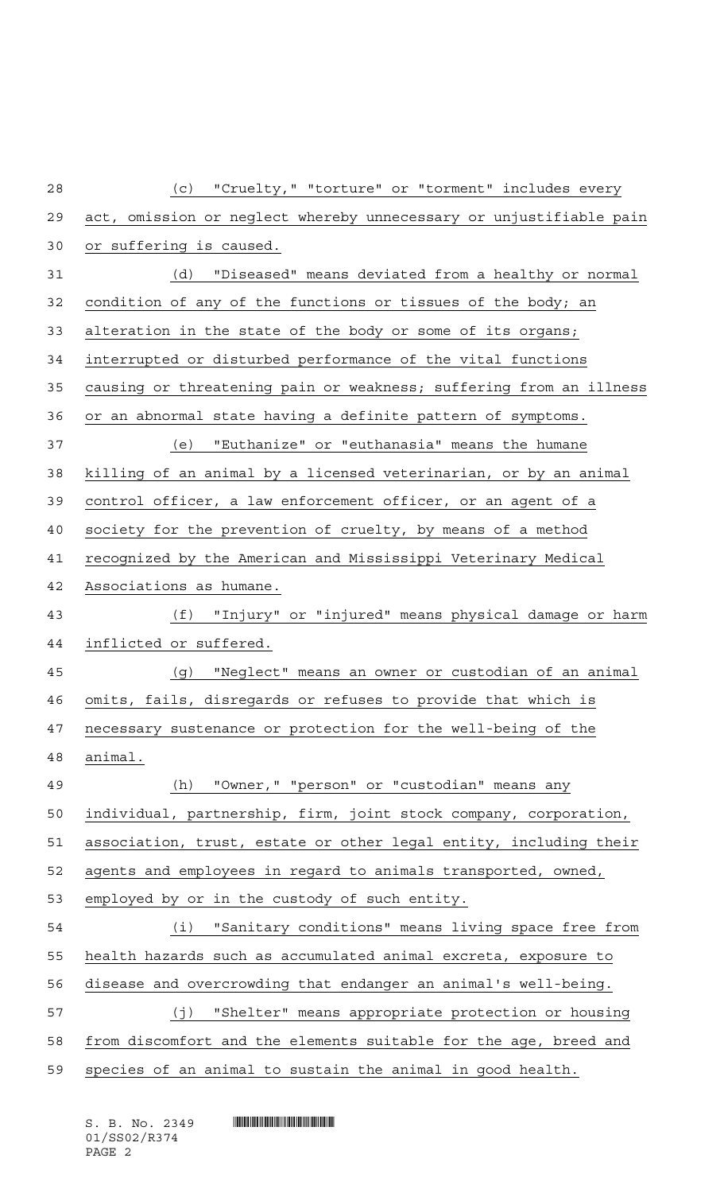(c) "Cruelty," "torture" or "torment" includes every act, omission or neglect whereby unnecessary or unjustifiable pain or suffering is caused.

(d) "Diseased" means deviated from a healthy or normal condition of any of the functions or tissues of the body; an alteration in the state of the body or some of its organs; interrupted or disturbed performance of the vital functions causing or threatening pain or weakness; suffering from an illness or an abnormal state having a definite pattern of symptoms.

(e) "Euthanize" or "euthanasia" means the humane killing of an animal by a licensed veterinarian, or by an animal control officer, a law enforcement officer, or an agent of a society for the prevention of cruelty, by means of a method recognized by the American and Mississippi Veterinary Medical Associations as humane.

(f) "Injury" or "injured" means physical damage or harm inflicted or suffered.

(g) "Neglect" means an owner or custodian of an animal omits, fails, disregards or refuses to provide that which is necessary sustenance or protection for the well-being of the animal.

(h) "Owner," "person" or "custodian" means any individual, partnership, firm, joint stock company, corporation, association, trust, estate or other legal entity, including their agents and employees in regard to animals transported, owned, employed by or in the custody of such entity.

(i) "Sanitary conditions" means living space free from health hazards such as accumulated animal excreta, exposure to disease and overcrowding that endanger an animal's well-being.

(j) "Shelter" means appropriate protection or housing from discomfort and the elements suitable for the age, breed and species of an animal to sustain the animal in good health.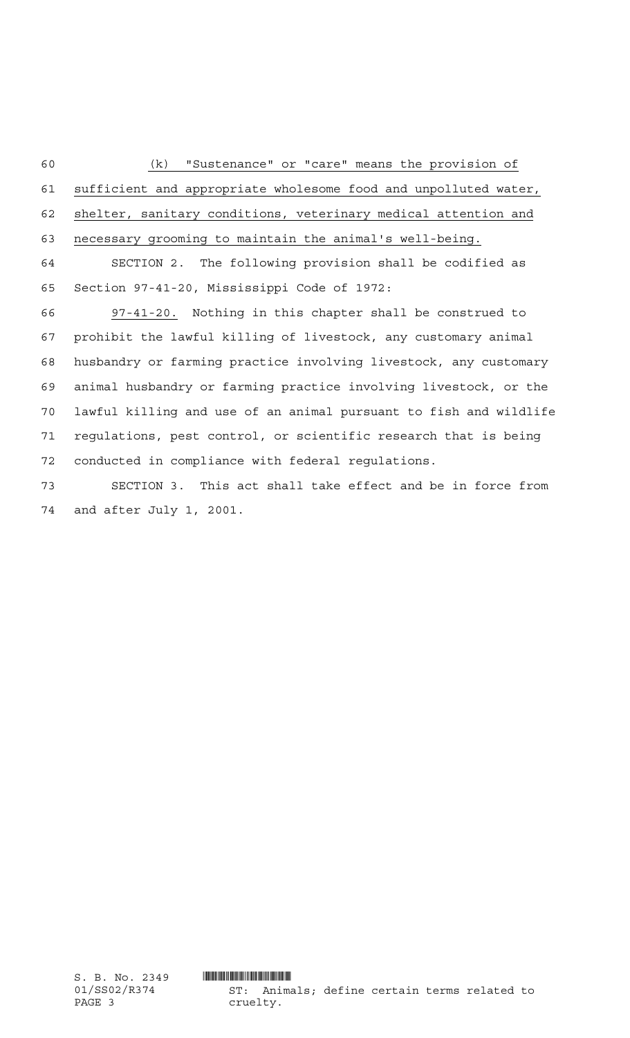(k) "Sustenance" or "care" means the provision of sufficient and appropriate wholesome food and unpolluted water, shelter, sanitary conditions, veterinary medical attention and necessary grooming to maintain the animal's well-being.

SECTION 2. The following provision shall be codified as Section 97-41-20, Mississippi Code of 1972:

97-41-20. Nothing in this chapter shall be construed to prohibit the lawful killing of livestock, any customary animal husbandry or farming practice involving livestock, any customary animal husbandry or farming practice involving livestock, or the lawful killing and use of an animal pursuant to fish and wildlife regulations, pest control, or scientific research that is being conducted in compliance with federal regulations.

SECTION 3. This act shall take effect and be in force from and after July 1, 2001.

S. B. No. 2349
01/SS02/R374
ST: Animals; define certain terms related to cruelty.